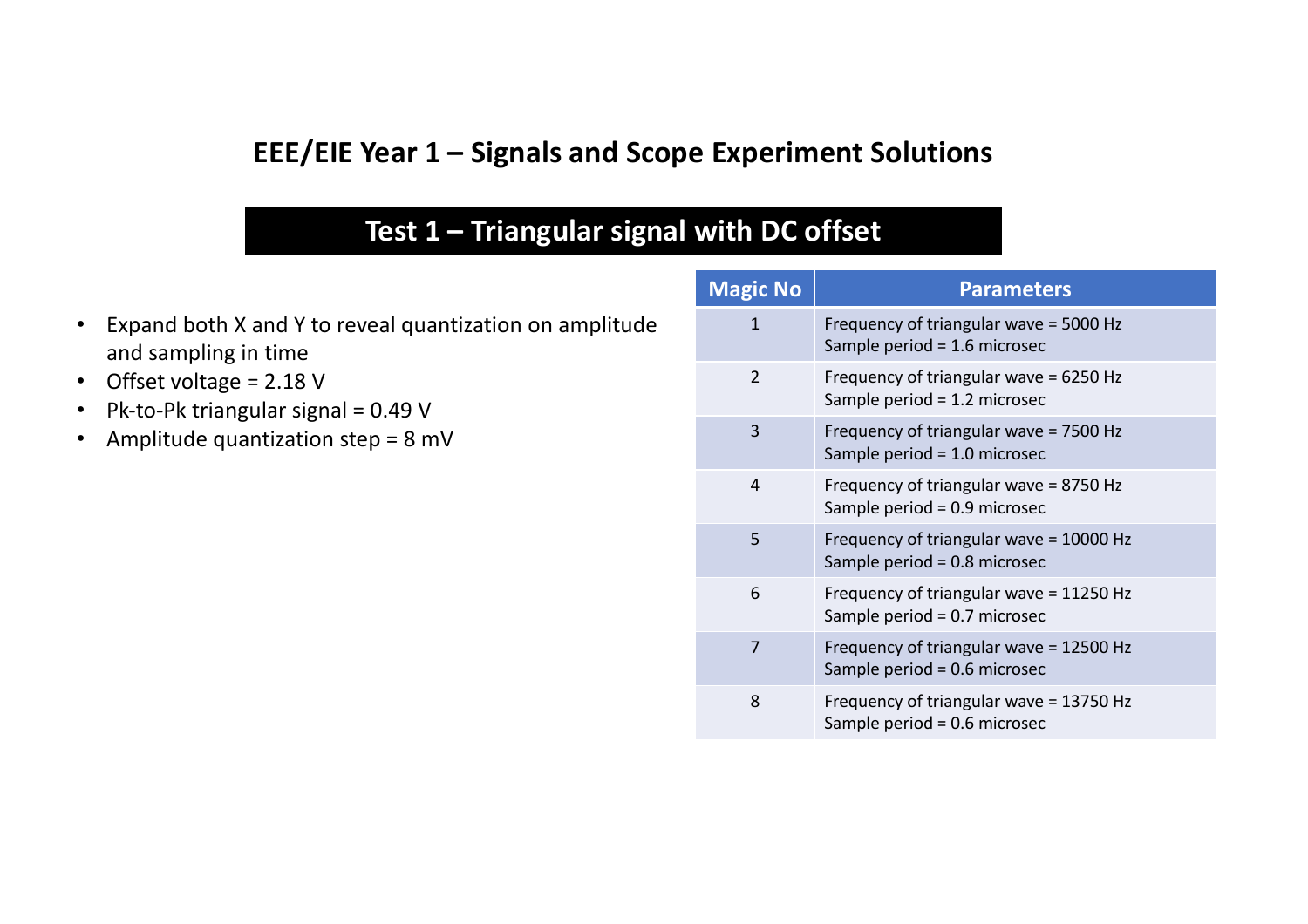# EEE/EIE Year 1 – Signals and Scope Experiment Solutions

## Test 1 – Triangular signal with DC offset

- Expand both X and Y to reveal quantization on amplitude and sampling in time
- Offset voltage = 2.18 V
- Pk-to-Pk triangular signal = 0.49 V
- Amplitude quantization step = 8 mV

| Magic No | Parameters |
|---|---|
| 1 | Frequency of triangular wave = 5000 Hz<br>Sample period = 1.6 microsec |
| 2 | Frequency of triangular wave = 6250 Hz<br>Sample period = 1.2 microsec |
| 3 | Frequency of triangular wave = 7500 Hz<br>Sample period = 1.0 microsec |
| 4 | Frequency of triangular wave = 8750 Hz<br>Sample period = 0.9 microsec |
| 5 | Frequency of triangular wave = 10000 Hz<br>Sample period = 0.8 microsec |
| 6 | Frequency of triangular wave = 11250 Hz<br>Sample period = 0.7 microsec |
| 7 | Frequency of triangular wave = 12500 Hz<br>Sample period = 0.6 microsec |
| 8 | Frequency of triangular wave = 13750 Hz<br>Sample period = 0.6 microsec |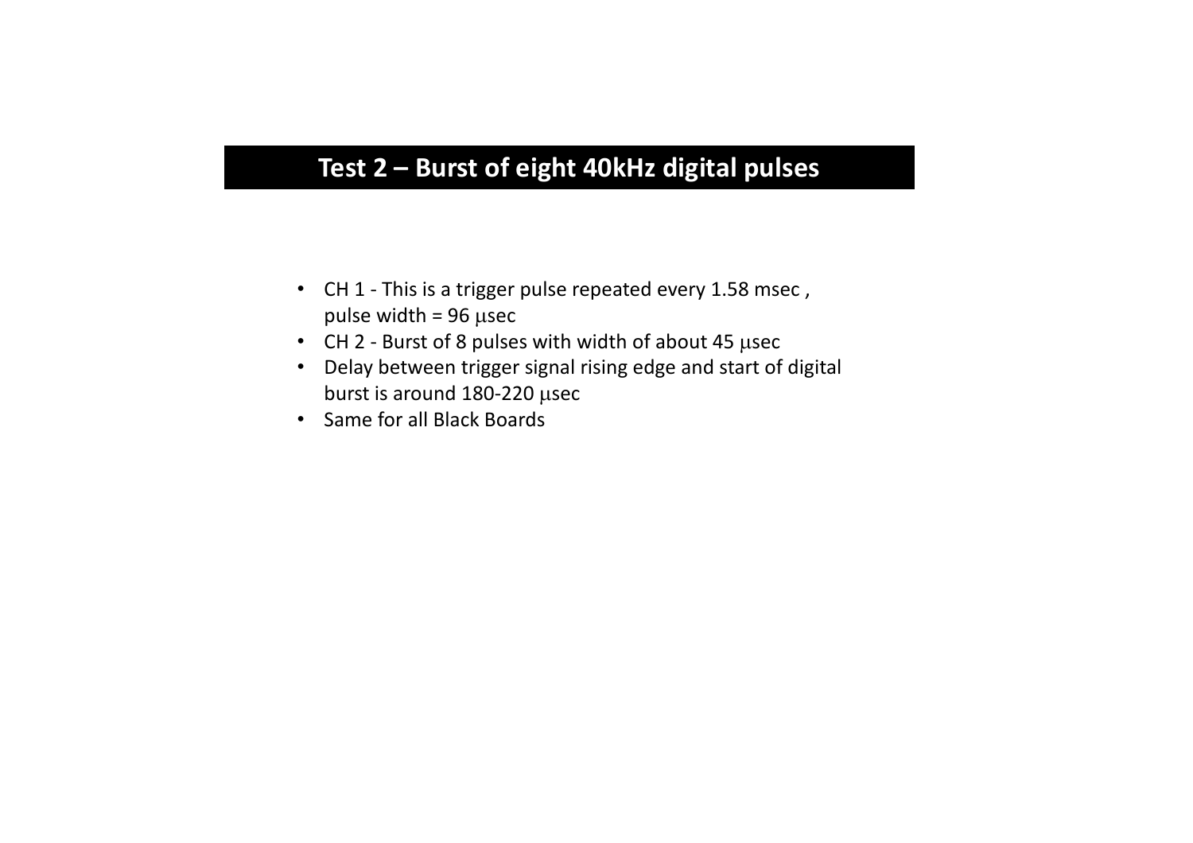## Test 2 – Burst of eight 40kHz digital pulses

- CH 1 - This is a trigger pulse repeated every 1.58 msec , pulse width = 96 $\mu$sec
- CH 2 - Burst of 8 pulses with width of about 45 $\mu$sec
- Delay between trigger signal rising edge and start of digital burst is around 180-220 $\mu$sec
- Same for all Black Boards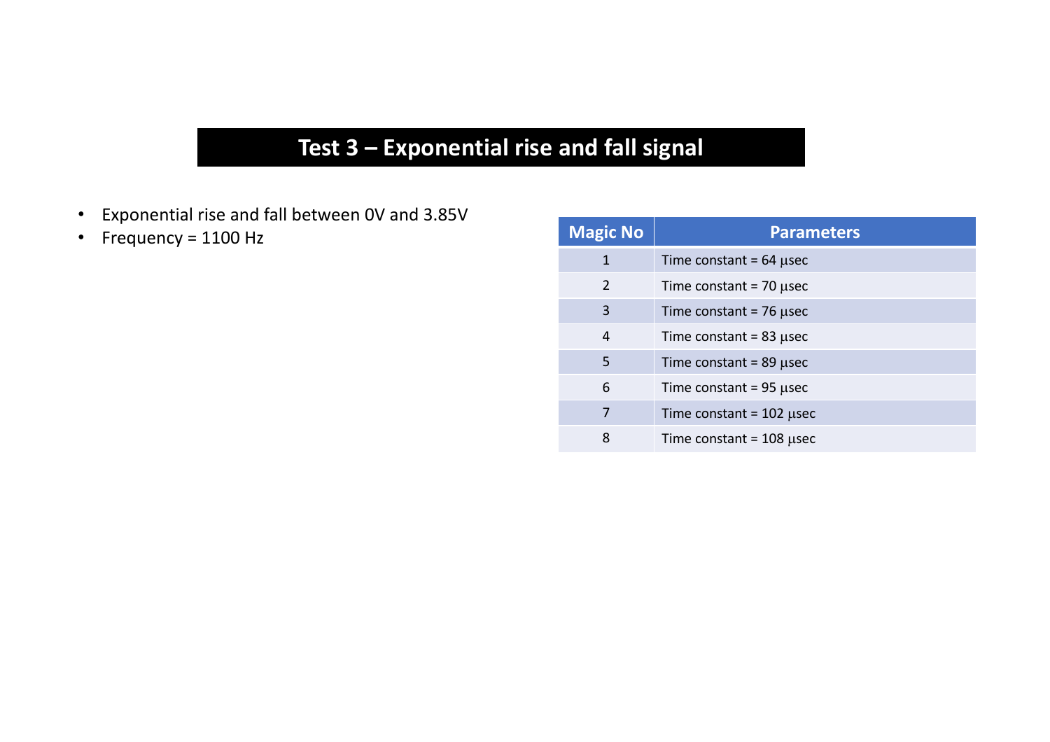# Test 3 – Exponential rise and fall signal

- Exponential rise and fall between 0V and 3.85V
- Frequency = 1100 Hz

| Magic No | Parameters |
|---|---|
| 1 | Time constant = 64 μsec |
| 2 | Time constant = 70 μsec |
| 3 | Time constant = 76 μsec |
| 4 | Time constant = 83 μsec |
| 5 | Time constant = 89 μsec |
| 6 | Time constant = 95 μsec |
| 7 | Time constant = 102 μsec |
| 8 | Time constant = 108 μsec |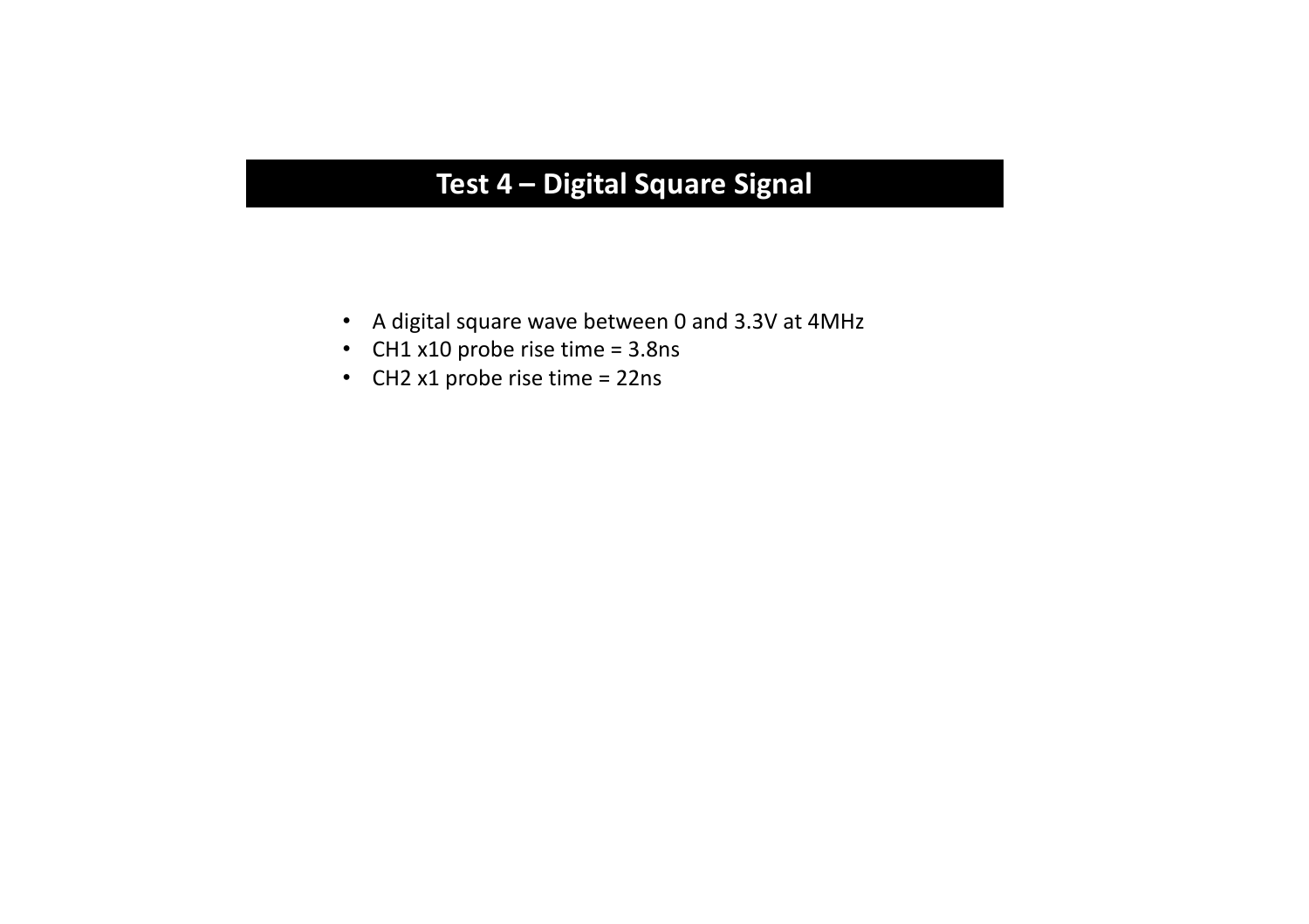# Test 4 – Digital Square Signal

- A digital square wave between 0 and 3.3V at 4MHz
- CH1 x10 probe rise time = 3.8ns
- CH2 x1 probe rise time = 22ns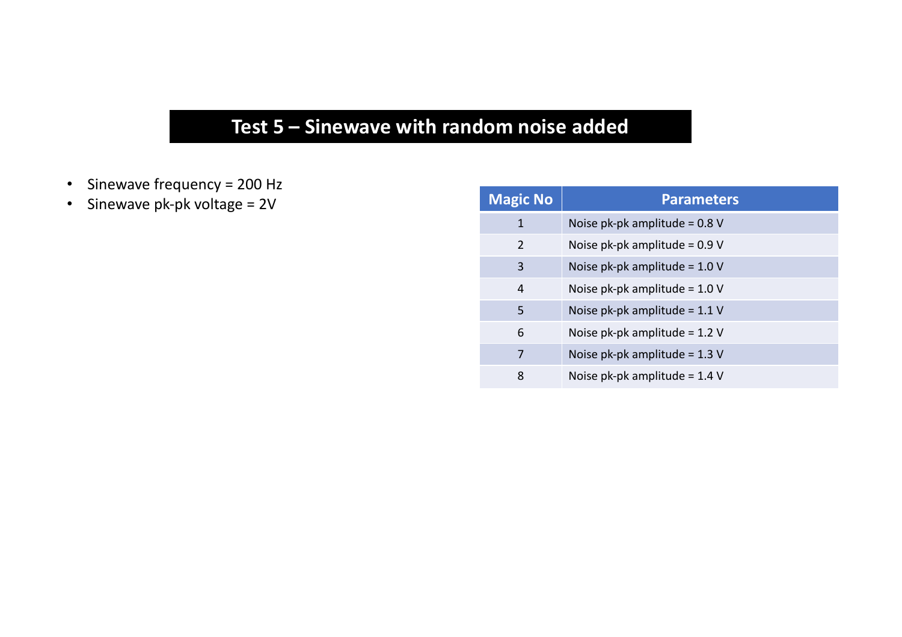# Test 5 – Sinewave with random noise added

- Sinewave frequency = 200 Hz
- Sinewave pk-pk voltage = 2V

| Magic No | Parameters |
|---|---|
| 1 | Noise pk-pk amplitude = 0.8 V |
| 2 | Noise pk-pk amplitude = 0.9 V |
| 3 | Noise pk-pk amplitude = 1.0 V |
| 4 | Noise pk-pk amplitude = 1.0 V |
| 5 | Noise pk-pk amplitude = 1.1 V |
| 6 | Noise pk-pk amplitude = 1.2 V |
| 7 | Noise pk-pk amplitude = 1.3 V |
| 8 | Noise pk-pk amplitude = 1.4 V |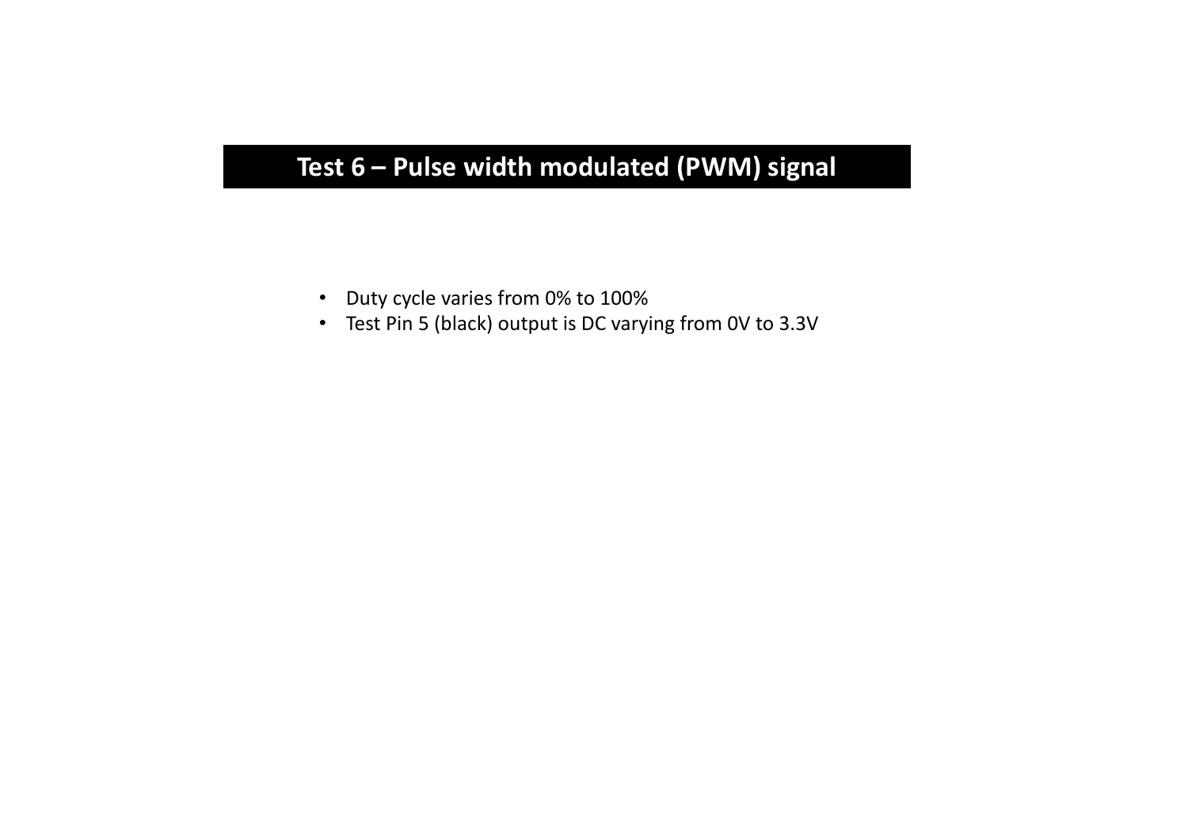# Test 6 – Pulse width modulated (PWM) signal

- Duty cycle varies from 0% to 100%
- Test Pin 5 (black) output is DC varying from 0V to 3.3V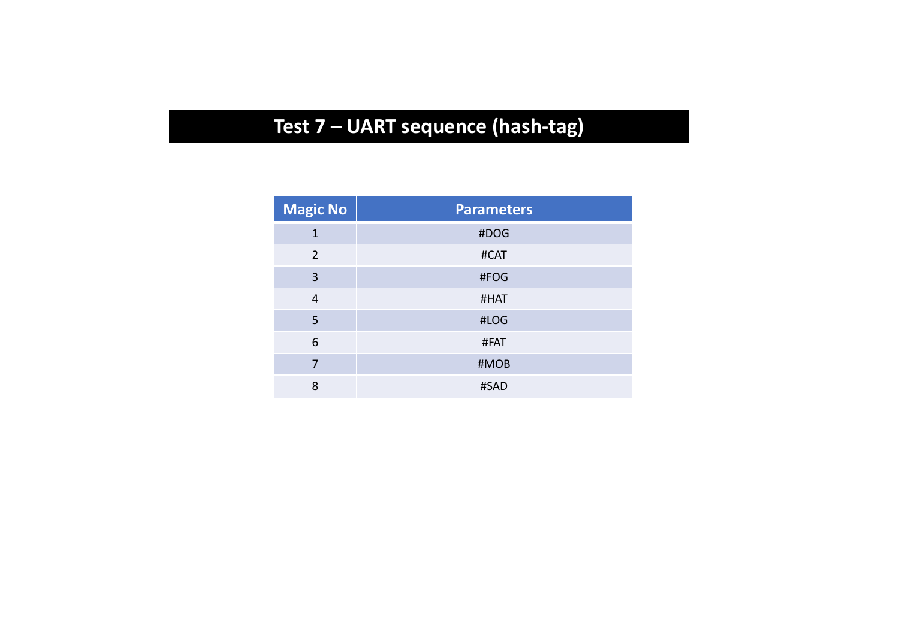# Test 7 – UART sequence (hash-tag)

| Magic No | Parameters |
| --- | --- |
| 1 | #DOG |
| 2 | #CAT |
| 3 | #FOG |
| 4 | #HAT |
| 5 | #LOG |
| 6 | #FAT |
| 7 | #MOB |
| 8 | #SAD |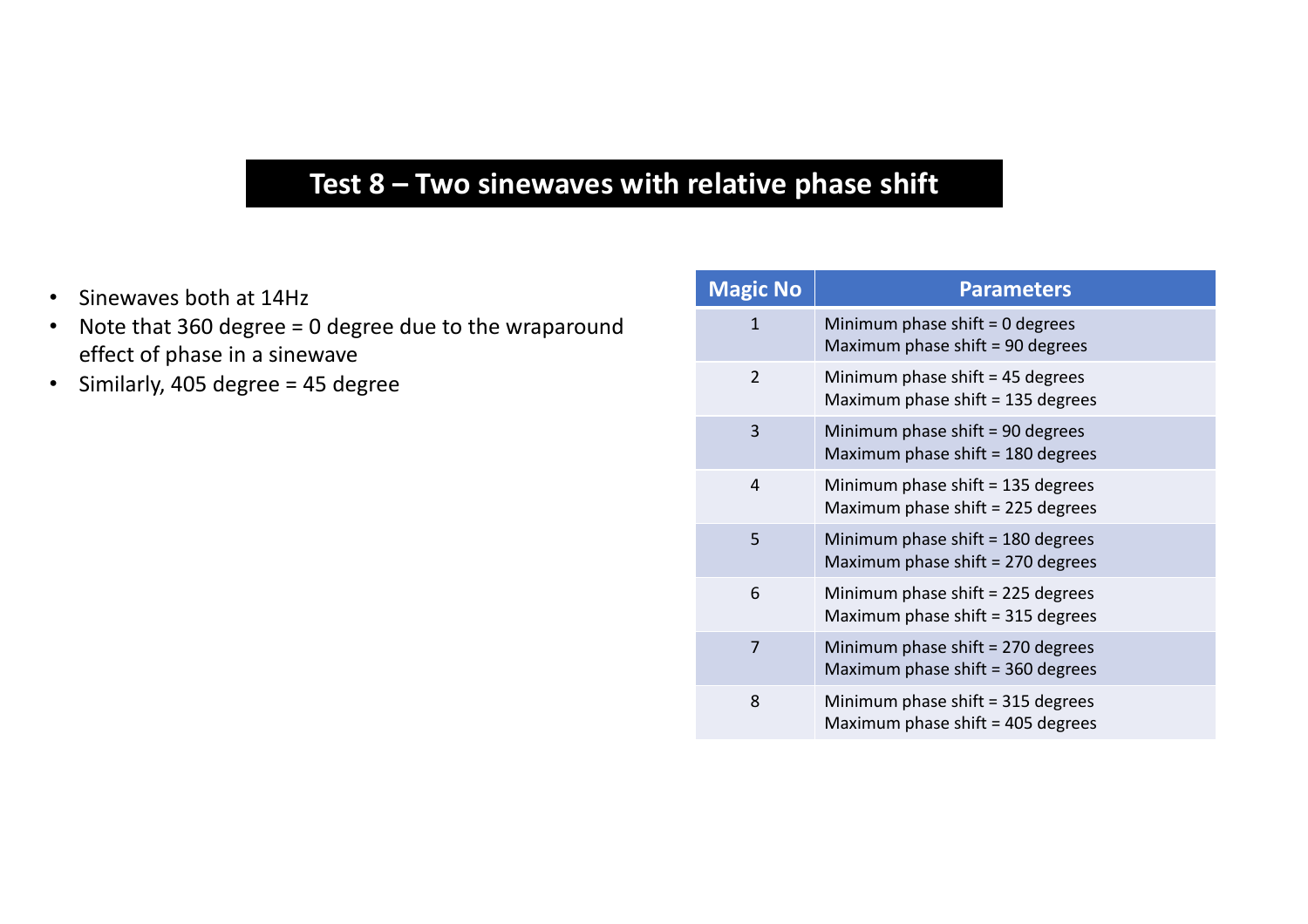# Test 8 – Two sinewaves with relative phase shift

- Sinewaves both at 14Hz
- Note that 360 degree = 0 degree due to the wraparound effect of phase in a sinewave
- Similarly, 405 degree = 45 degree

| Magic No | Parameters |
|---|---|
| 1 | Minimum phase shift = 0 degrees<br>Maximum phase shift = 90 degrees |
| 2 | Minimum phase shift = 45 degrees<br>Maximum phase shift = 135 degrees |
| 3 | Minimum phase shift = 90 degrees<br>Maximum phase shift = 180 degrees |
| 4 | Minimum phase shift = 135 degrees<br>Maximum phase shift = 225 degrees |
| 5 | Minimum phase shift = 180 degrees<br>Maximum phase shift = 270 degrees |
| 6 | Minimum phase shift = 225 degrees<br>Maximum phase shift = 315 degrees |
| 7 | Minimum phase shift = 270 degrees<br>Maximum phase shift = 360 degrees |
| 8 | Minimum phase shift = 315 degrees<br>Maximum phase shift = 405 degrees |